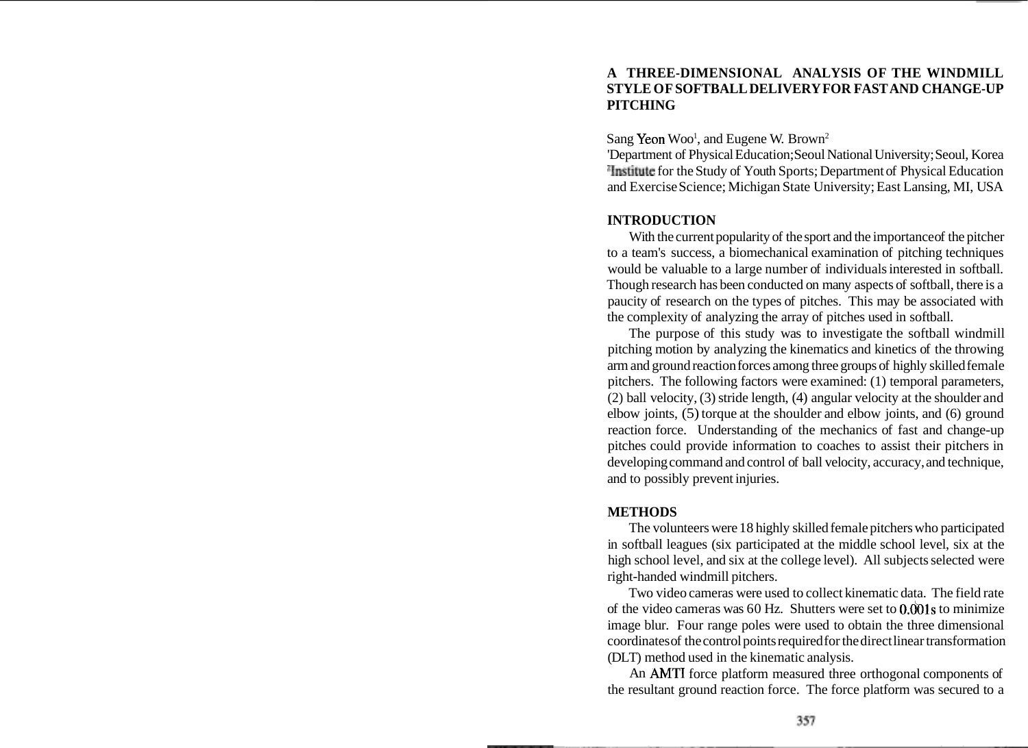# A THREE-DIMENSIONAL ANALYSIS OF THE WINDMILL STYLE OF SOFTBALL DELIVERY FOR FAST AND CHANGE-UP PITCHING

Sang Yeon Woo[1], and Eugene W. Brown[2]

[1]Department of Physical Education; Seoul National University; Seoul, Korea
[2]Institute for the Study of Youth Sports; Department of Physical Education and Exercise Science; Michigan State University; East Lansing, MI, USA

## INTRODUCTION

With the current popularity of the sport and the importance of the pitcher to a team's success, a biomechanical examination of pitching techniques would be valuable to a large number of individuals interested in softball. Though research has been conducted on many aspects of softball, there is a paucity of research on the types of pitches. This may be associated with the complexity of analyzing the array of pitches used in softball.

The purpose of this study was to investigate the softball windmill pitching motion by analyzing the kinematics and kinetics of the throwing arm and ground reaction forces among three groups of highly skilled female pitchers. The following factors were examined: (1) temporal parameters, (2) ball velocity, (3) stride length, (4) angular velocity at the shoulder and elbow joints, (5) torque at the shoulder and elbow joints, and (6) ground reaction force. Understanding of the mechanics of fast and change-up pitches could provide information to coaches to assist their pitchers in developing command and control of ball velocity, accuracy, and technique, and to possibly prevent injuries.

## METHODS

The volunteers were 18 highly skilled female pitchers who participated in softball leagues (six participated at the middle school level, six at the high school level, and six at the college level). All subjects selected were right-handed windmill pitchers.

Two video cameras were used to collect kinematic data. The field rate of the video cameras was 60 Hz. Shutters were set to 0.001s to minimize image blur. Four range poles were used to obtain the three dimensional coordinates of the control points required for the direct linear transformation (DLT) method used in the kinematic analysis.

An AMTI force platform measured three orthogonal components of the resultant ground reaction force. The force platform was secured to a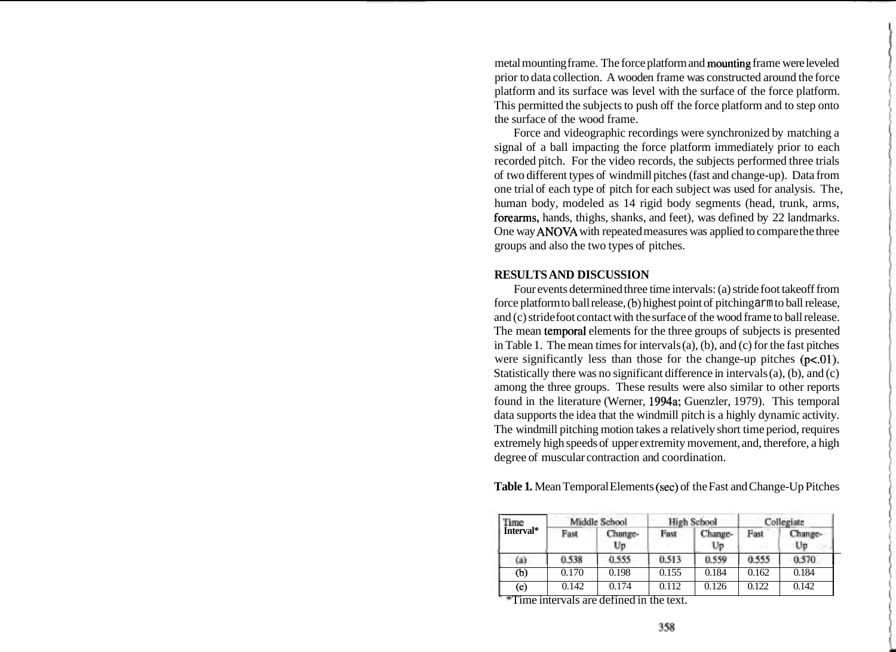metal mounting frame. The force platform and mounting frame were leveled prior to data collection. A wooden frame was constructed around the force platform and its surface was level with the surface of the force platform. This permitted the subjects to push off the force platform and to step onto the surface of the wood frame.

Force and videographic recordings were synchronized by matching a signal of a ball impacting the force platform immediately prior to each recorded pitch. For the video records, the subjects performed three trials of two different types of windmill pitches (fast and change-up). Data from one trial of each type of pitch for each subject was used for analysis. The, human body, modeled as 14 rigid body segments (head, trunk, arms, forearms, hands, thighs, shanks, and feet), was defined by 22 landmarks. One way ANOVA with repeated measures was applied to compare the three groups and also the two types of pitches.

## RESULTS AND DISCUSSION

Four events determined three time intervals: (a) stride foot takeoff from force platform to ball release, (b) highest point of pitching arm to ball release, and (c) stride foot contact with the surface of the wood frame to ball release. The mean temporal elements for the three groups of subjects is presented in Table 1. The mean times for intervals (a), (b), and (c) for the fast pitches were significantly less than those for the change-up pitches ($p<.01$). Statistically there was no significant difference in intervals (a), (b), and (c) among the three groups. These results were also similar to other reports found in the literature (Werner, 1994a; Guenzler, 1979). This temporal data supports the idea that the windmill pitch is a highly dynamic activity. The windmill pitching motion takes a relatively short time period, requires extremely high speeds of upper extremity movement, and, therefore, a high degree of muscular contraction and coordination.

**Table 1.** Mean Temporal Elements (sec) of the Fast and Change-Up Pitches

| Time Interval* | Middle School | | High School | | Collegiate | |
|---|---|---|---|---|---|---|
| | Fast | Change-Up | Fast | Change-Up | Fast | Change-Up |
| (a) | 0.538 | 0.555 | 0.513 | 0.559 | 0.555 | 0.570 |
| (b) | 0.170 | 0.198 | 0.155 | 0.184 | 0.162 | 0.184 |
| (c) | 0.142 | 0.174 | 0.112 | 0.126 | 0.122 | 0.142 |

*Time intervals are defined in the text.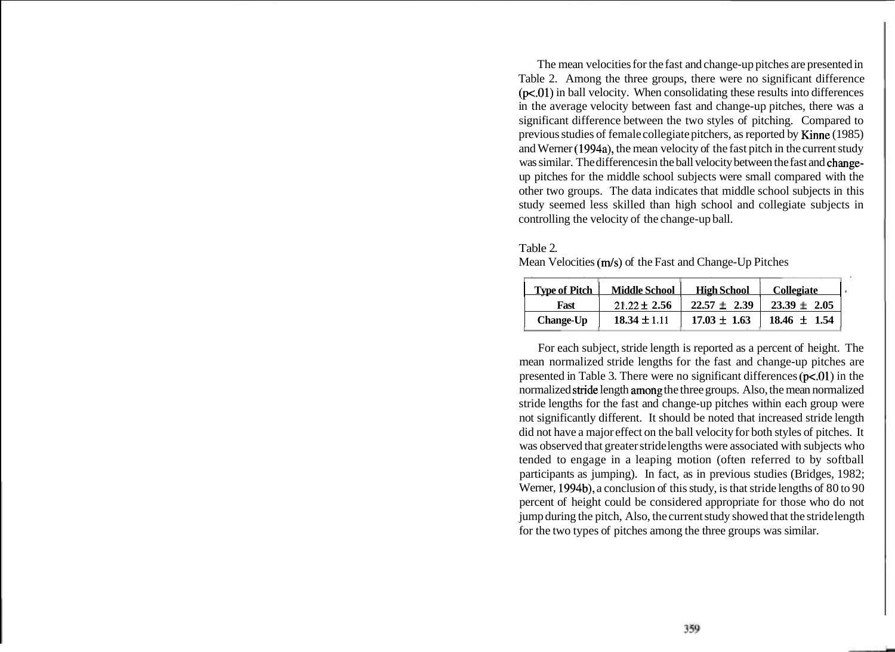The mean velocities for the fast and change-up pitches are presented in Table 2. Among the three groups, there were no significant difference ($p<.01$) in ball velocity. When consolidating these results into differences in the average velocity between fast and change-up pitches, there was a significant difference between the two styles of pitching. Compared to previous studies of female collegiate pitchers, as reported by Kinne (1985) and Werner (1994a), the mean velocity of the fast pitch in the current study was similar. The differences in the ball velocity between the fast and change-up pitches for the middle school subjects were small compared with the other two groups. The data indicates that middle school subjects in this study seemed less skilled than high school and collegiate subjects in controlling the velocity of the change-up ball.

Table 2.
Mean Velocities (m/s) of the Fast and Change-Up Pitches

| Type of Pitch | Middle School | High School | Collegiate |
|---|---|---|---|
| Fast | 21.22 ± 2.56 | 22.57 ± 2.39 | 23.39 ± 2.05 |
| Change-Up | 18.34 ± 1.11 | 17.03 ± 1.63 | 18.46 ± 1.54 |

For each subject, stride length is reported as a percent of height. The mean normalized stride lengths for the fast and change-up pitches are presented in Table 3. There were no significant differences ($p<.01$) in the normalized stride length among the three groups. Also, the mean normalized stride lengths for the fast and change-up pitches within each group were not significantly different. It should be noted that increased stride length did not have a major effect on the ball velocity for both styles of pitches. It was observed that greater stride lengths were associated with subjects who tended to engage in a leaping motion (often referred to by softball participants as jumping). In fact, as in previous studies (Bridges, 1982; Werner, 1994b), a conclusion of this study, is that stride lengths of 80 to 90 percent of height could be considered appropriate for those who do not jump during the pitch, Also, the current study showed that the stride length for the two types of pitches among the three groups was similar.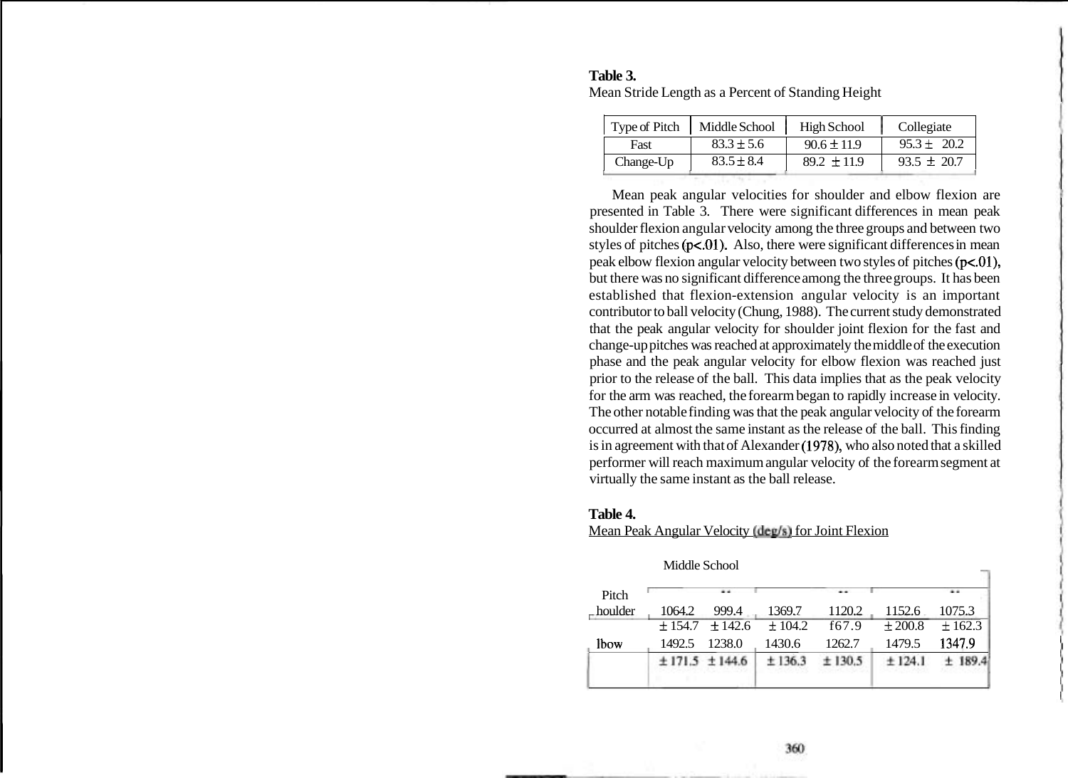**Table 3.**
Mean Stride Length as a Percent of Standing Height

| Type of Pitch | Middle School | High School | Collegiate |
|---|---|---|---|
| Fast | 83.3 ± 5.6 | 90.6 ± 11.9 | 95.3 ± 20.2 |
| Change-Up | 83.5 ± 8.4 | 89.2 ± 11.9 | 93.5 ± 20.7 |

Mean peak angular velocities for shoulder and elbow flexion are presented in Table 3. There were significant differences in mean peak shoulder flexion angular velocity among the three groups and between two styles of pitches ($p<.01$). Also, there were significant differences in mean peak elbow flexion angular velocity between two styles of pitches ($p<.01$), but there was no significant difference among the three groups. It has been established that flexion-extension angular velocity is an important contributor to ball velocity (Chung, 1988). The current study demonstrated that the peak angular velocity for shoulder joint flexion for the fast and change-up pitches was reached at approximately the middle of the execution phase and the peak angular velocity for elbow flexion was reached just prior to the release of the ball. This data implies that as the peak velocity for the arm was reached, the forearm began to rapidly increase in velocity. The other notable finding was that the peak angular velocity of the forearm occurred at almost the same instant as the release of the ball. This finding is in agreement with that of Alexander (1978), who also noted that a skilled performer will reach maximum angular velocity of the forearm segment at virtually the same instant as the ball release.

**Table 4.**
Mean Peak Angular Velocity (deg/s) for Joint Flexion

| Pitch | Middle School | | | | | |
|---|---|---|---|---|---|---|
| | ** | | | ** | | ** |
| houlder | 1064.2 | 999.4 | 1369.7 | 1120.2 | 1152.6 | 1075.3 |
| | ± 154.7 | ± 142.6 | ± 104.2 | f67.9 | ± 200.8 | ± 162.3 |
| lbow | 1492.5 | 1238.0 | 1430.6 | 1262.7 | 1479.5 | 1347.9 |
| | ± 171.5 | ± 144.6 | ± 136.3 | ± 130.5 | ± 124.1 | ± 189.4 |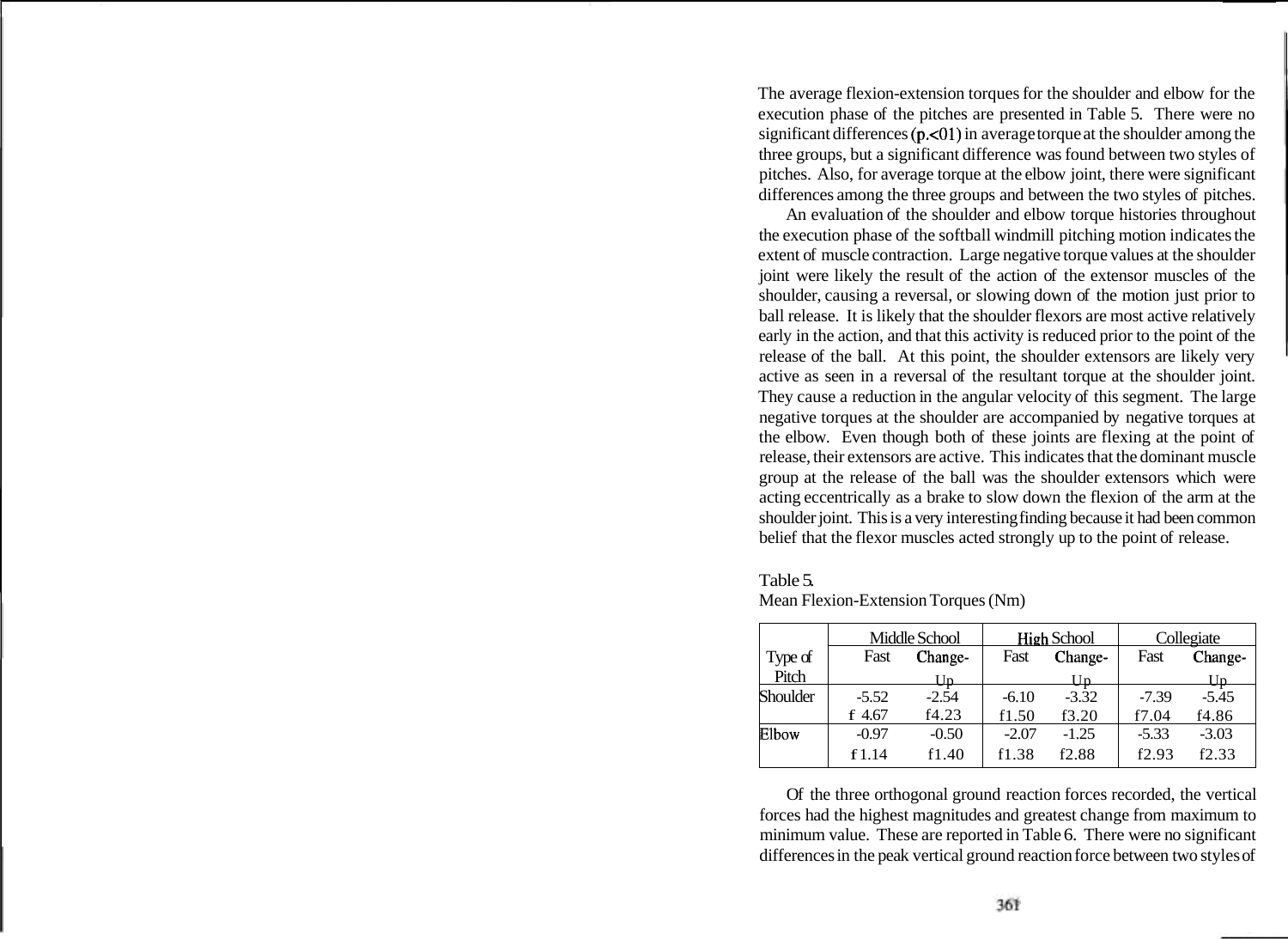The average flexion-extension torques for the shoulder and elbow for the execution phase of the pitches are presented in Table 5. There were no significant differences ($p<.01$) in average torque at the shoulder among the three groups, but a significant difference was found between two styles of pitches. Also, for average torque at the elbow joint, there were significant differences among the three groups and between the two styles of pitches.

An evaluation of the shoulder and elbow torque histories throughout the execution phase of the softball windmill pitching motion indicates the extent of muscle contraction. Large negative torque values at the shoulder joint were likely the result of the action of the extensor muscles of the shoulder, causing a reversal, or slowing down of the motion just prior to ball release. It is likely that the shoulder flexors are most active relatively early in the action, and that this activity is reduced prior to the point of the release of the ball. At this point, the shoulder extensors are likely very active as seen in a reversal of the resultant torque at the shoulder joint. They cause a reduction in the angular velocity of this segment. The large negative torques at the shoulder are accompanied by negative torques at the elbow. Even though both of these joints are flexing at the point of release, their extensors are active. This indicates that the dominant muscle group at the release of the ball was the shoulder extensors which were acting eccentrically as a brake to slow down the flexion of the arm at the shoulder joint. This is a very interesting finding because it had been common belief that the flexor muscles acted strongly up to the point of release.

Table 5.
Mean Flexion-Extension Torques (Nm)

| | Middle School | | High School | | Collegiate | |
|---|---|---|---|---|---|---|
| Type of Pitch | Fast | Change-Up | Fast | Change-Up | Fast | Change-Up |
| Shoulder | -5.52 ± 4.67 | -2.54 ± 4.23 | -6.10 ± 1.50 | -3.32 ± 3.20 | -7.39 ± 7.04 | -5.45 ± 4.86 |
| Elbow | -0.97 ± 1.14 | -0.50 ± 1.40 | -2.07 ± 1.38 | -1.25 ± 2.88 | -5.33 ± 2.93 | -3.03 ± 2.33 |

Of the three orthogonal ground reaction forces recorded, the vertical forces had the highest magnitudes and greatest change from maximum to minimum value. These are reported in Table 6. There were no significant differences in the peak vertical ground reaction force between two styles of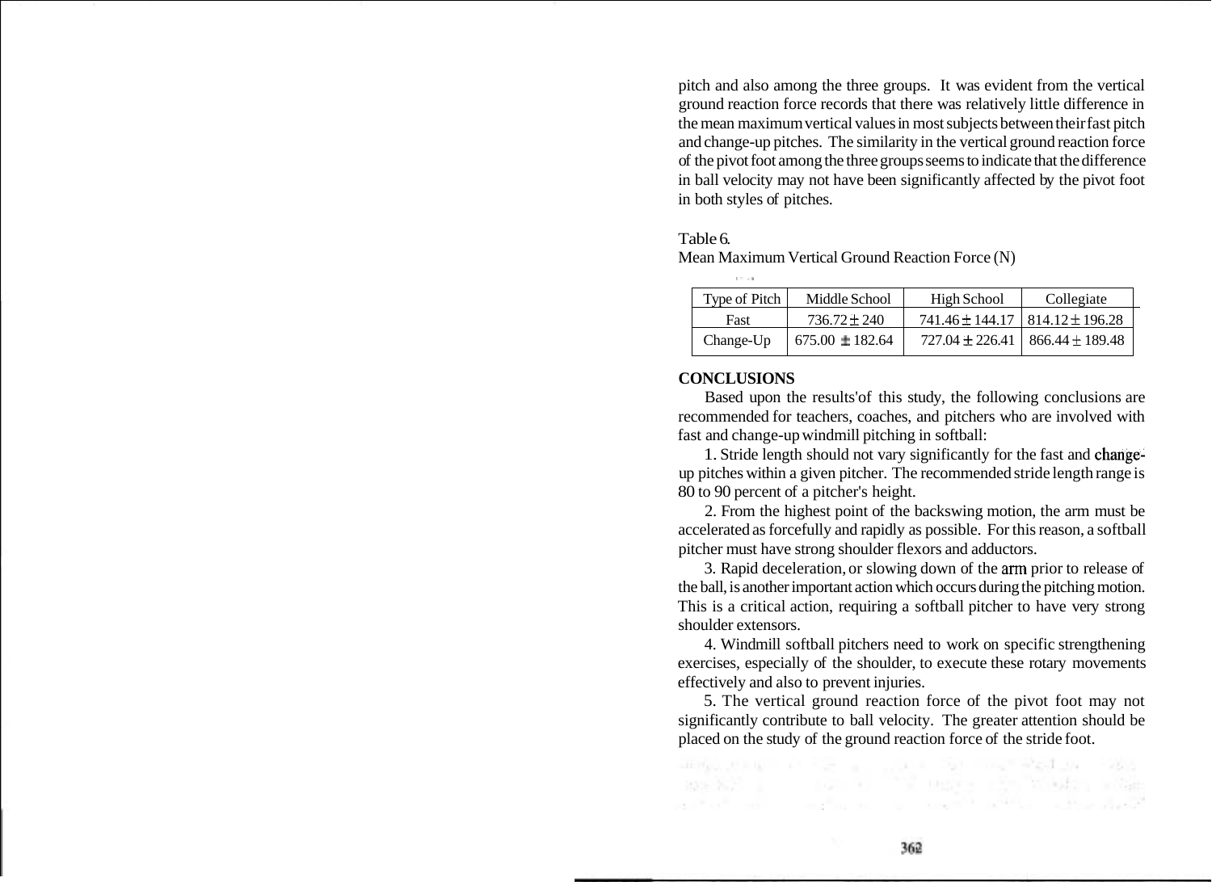pitch and also among the three groups. It was evident from the vertical ground reaction force records that there was relatively little difference in the mean maximum vertical values in most subjects between their fast pitch and change-up pitches. The similarity in the vertical ground reaction force of the pivot foot among the three groups seems to indicate that the difference in ball velocity may not have been significantly affected by the pivot foot in both styles of pitches.

Table 6.
Mean Maximum Vertical Ground Reaction Force (N)

| Type of Pitch | Middle School | High School | Collegiate |
|---|---|---|---|
| Fast | 736.72 ± 240 | 741.46 ± 144.17 | 814.12 ± 196.28 |
| Change-Up | 675.00 ± 182.64 | 727.04 ± 226.41 | 866.44 ± 189.48 |

## CONCLUSIONS

Based upon the results'of this study, the following conclusions are recommended for teachers, coaches, and pitchers who are involved with fast and change-up windmill pitching in softball:

1. Stride length should not vary significantly for the fast and change-up pitches within a given pitcher. The recommended stride length range is 80 to 90 percent of a pitcher's height.

2. From the highest point of the backswing motion, the arm must be accelerated as forcefully and rapidly as possible. For this reason, a softball pitcher must have strong shoulder flexors and adductors.

3. Rapid deceleration, or slowing down of the arm prior to release of the ball, is another important action which occurs during the pitching motion. This is a critical action, requiring a softball pitcher to have very strong shoulder extensors.

4. Windmill softball pitchers need to work on specific strengthening exercises, especially of the shoulder, to execute these rotary movements effectively and also to prevent injuries.

5. The vertical ground reaction force of the pivot foot may not significantly contribute to ball velocity. The greater attention should be placed on the study of the ground reaction force of the stride foot.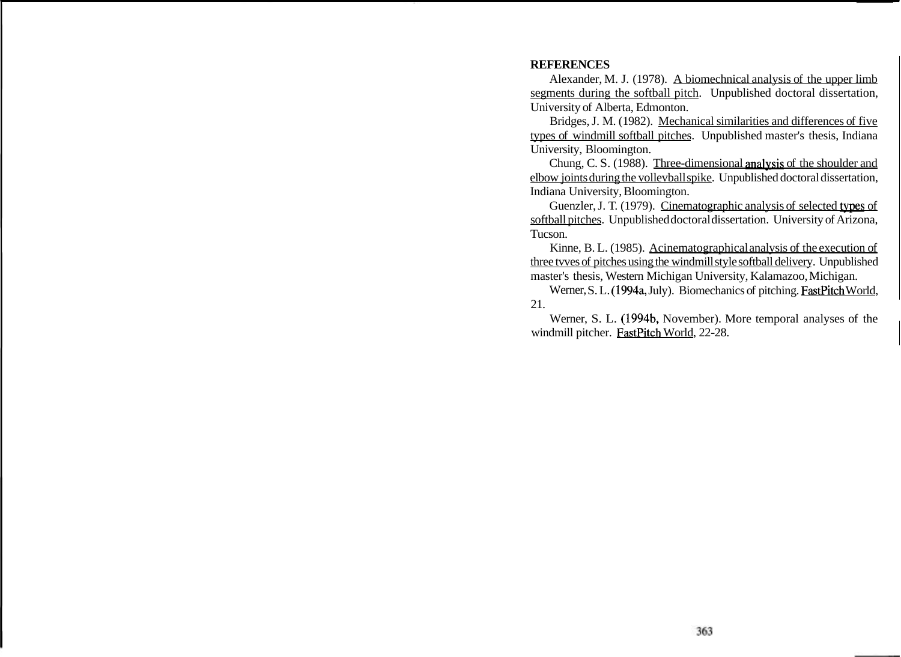**REFERENCES**

Alexander, M. J. (1978). A biomechnical analysis of the upper limb segments during the softball pitch. Unpublished doctoral dissertation, University of Alberta, Edmonton.

Bridges, J. M. (1982). Mechanical similarities and differences of five types of windmill softball pitches. Unpublished master's thesis, Indiana University, Bloomington.

Chung, C. S. (1988). Three-dimensional analysis of the shoulder and elbow joints during the vollevball spike. Unpublished doctoral dissertation, Indiana University, Bloomington.

Guenzler, J. T. (1979). Cinematographic analysis of selected types of softball pitches. Unpublished doctoral dissertation. University of Arizona, Tucson.

Kinne, B. L. (1985). Acinematographical analysis of the execution of three tvves of pitches using the windmill style softball delivery. Unpublished master's thesis, Western Michigan University, Kalamazoo, Michigan.

Werner, S. L. (1994a, July). Biomechanics of pitching. FastPitch World, 21.

Werner, S. L. (1994b, November). More temporal analyses of the windmill pitcher. FastPitch World, 22-28.